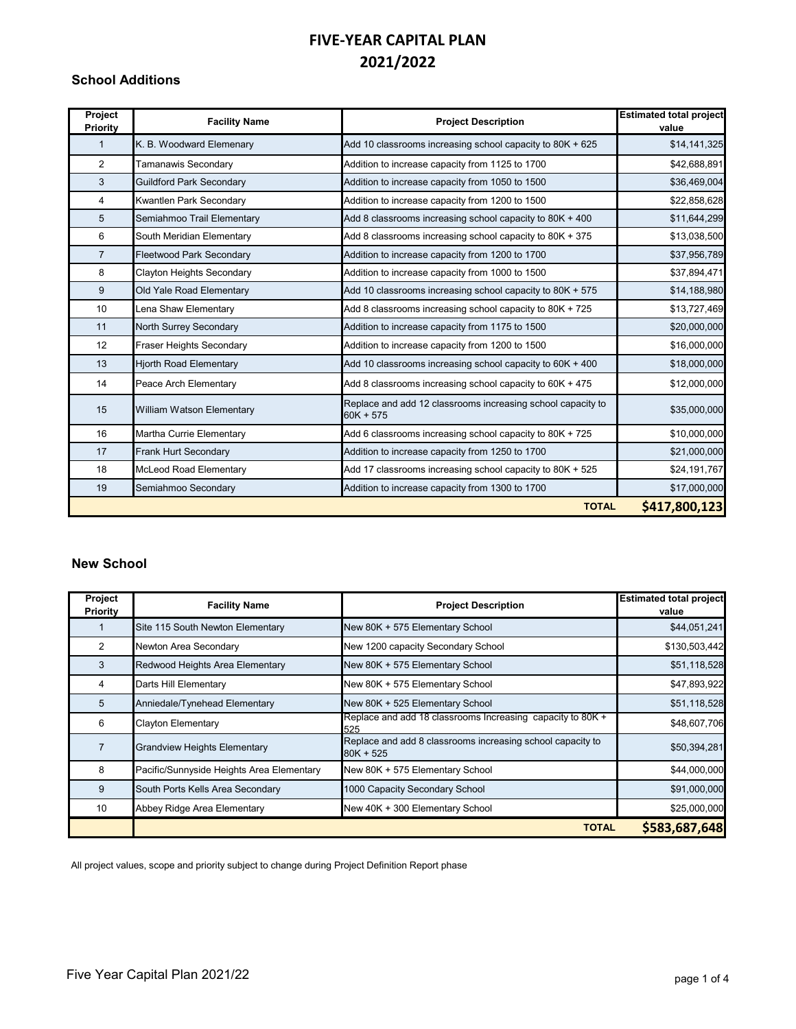# FIVE-YEAR CAPITAL PLAN 2021/2022

## School Additions

| Project Priority | Facility Name | Project Description | Estimated total project value |
|---|---|---|---|
| 1 | K. B. Woodward Elemenary | Add 10 classrooms increasing school capacity to 80K + 625 | $14,141,325 |
| 2 | Tamanawis Secondary | Addition to increase capacity from 1125 to 1700 | $42,688,891 |
| 3 | Guildford Park Secondary | Addition to increase capacity from 1050 to 1500 | $36,469,004 |
| 4 | Kwantlen Park Secondary | Addition to increase capacity from 1200 to 1500 | $22,858,628 |
| 5 | Semiahmoo Trail Elementary | Add 8 classrooms increasing school capacity to 80K + 400 | $11,644,299 |
| 6 | South Meridian Elementary | Add 8 classrooms increasing school capacity to 80K + 375 | $13,038,500 |
| 7 | Fleetwood Park Secondary | Addition to increase capacity from 1200 to 1700 | $37,956,789 |
| 8 | Clayton Heights Secondary | Addition to increase capacity from 1000 to 1500 | $37,894,471 |
| 9 | Old Yale Road Elementary | Add 10 classrooms increasing school capacity to 80K + 575 | $14,188,980 |
| 10 | Lena Shaw Elementary | Add 8 classrooms increasing school capacity to 80K + 725 | $13,727,469 |
| 11 | North Surrey Secondary | Addition to increase capacity from 1175 to 1500 | $20,000,000 |
| 12 | Fraser Heights Secondary | Addition to increase capacity from 1200 to 1500 | $16,000,000 |
| 13 | Hjorth Road Elementary | Add 10 classrooms increasing school capacity to 60K + 400 | $18,000,000 |
| 14 | Peace Arch Elementary | Add 8 classrooms increasing school capacity to 60K + 475 | $12,000,000 |
| 15 | William Watson Elementary | Replace and add 12 classrooms increasing school capacity to 60K + 575 | $35,000,000 |
| 16 | Martha Currie Elementary | Add 6 classrooms increasing school capacity to 80K + 725 | $10,000,000 |
| 17 | Frank Hurt Secondary | Addition to increase capacity from 1250 to 1700 | $21,000,000 |
| 18 | McLeod Road Elementary | Add 17 classrooms increasing school capacity to 80K + 525 | $24,191,767 |
| 19 | Semiahmoo Secondary | Addition to increase capacity from 1300 to 1700 | $17,000,000 |
| | | **TOTAL** | **$417,800,123** |

## New School

| Project Priority | Facility Name | Project Description | Estimated total project value |
|---|---|---|---|
| 1 | Site 115 South Newton Elementary | New 80K + 575 Elementary School | $44,051,241 |
| 2 | Newton Area Secondary | New 1200 capacity Secondary School | $130,503,442 |
| 3 | Redwood Heights Area Elementary | New 80K + 575 Elementary School | $51,118,528 |
| 4 | Darts Hill Elementary | New 80K + 575 Elementary School | $47,893,922 |
| 5 | Anniedale/Tynehead Elementary | New 80K + 525 Elementary School | $51,118,528 |
| 6 | Clayton Elementary | Replace and add 18 classrooms Increasing capacity to 80K + 525 | $48,607,706 |
| 7 | Grandview Heights Elementary | Replace and add 8 classrooms increasing school capacity to 80K + 525 | $50,394,281 |
| 8 | Pacific/Sunnyside Heights Area Elementary | New 80K + 575 Elementary School | $44,000,000 |
| 9 | South Ports Kells Area Secondary | 1000 Capacity Secondary School | $91,000,000 |
| 10 | Abbey Ridge Area Elementary | New 40K + 300 Elementary School | $25,000,000 |
| | | **TOTAL** | **$583,687,648** |

All project values, scope and priority subject to change during Project Definition Report phase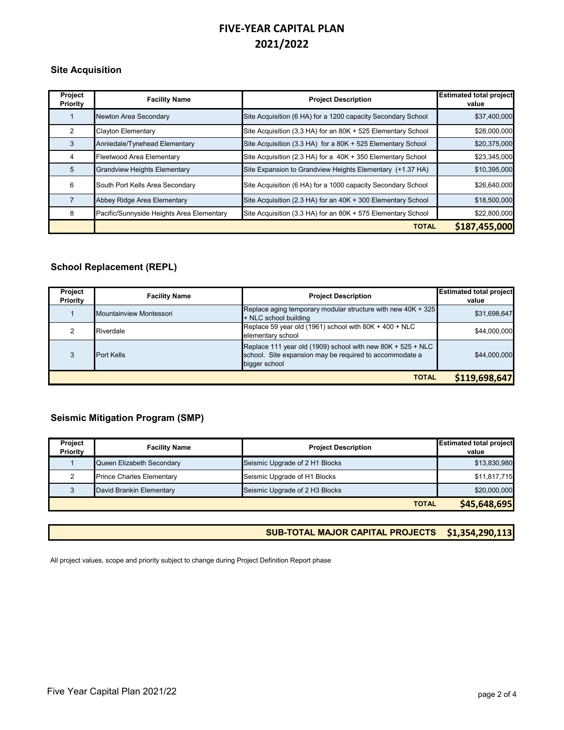# FIVE-YEAR CAPITAL PLAN 2021/2022

## Site Acquisition

| Project Priority | Facility Name | Project Description | Estimated total project value |
|---|---|---|---|
| 1 | Newton Area Secondary | Site Acquisition (6 HA) for a 1200 capacity Secondary School | $37,400,000 |
| 2 | Clayton Elementary | Site Acquisition (3.3 HA) for an 80K + 525 Elementary School | $28,000,000 |
| 3 | Anniedale/Tynehead Elementary | Site Acquisition (3.3 HA) for a 80K + 525 Elementary School | $20,375,000 |
| 4 | Fleetwood Area Elementary | Site Acquisition (2.3 HA) for a 40K + 350 Elementary School | $23,345,000 |
| 5 | Grandview Heights Elementary | Site Expansion to Grandview Heights Elementary (+1.37 HA) | $10,395,000 |
| 6 | South Port Kells Area Secondary | Site Acquisition (6 HA) for a 1000 capacity Secondary School | $26,640,000 |
| 7 | Abbey Ridge Area Elementary | Site Acquisition (2.3 HA) for an 40K + 300 Elementary School | $18,500,000 |
| 8 | Pacific/Sunnyside Heights Area Elementary | Site Acquisition (3.3 HA) for an 80K + 575 Elementary School | $22,800,000 |
| | | **TOTAL** | **$187,455,000** |

## School Replacement (REPL)

| Project Priority | Facility Name | Project Description | Estimated total project value |
|---|---|---|---|
| 1 | Mountainview Montessori | Replace aging temporary modular structure with new 40K + 325 + NLC school building | $31,698,647 |
| 2 | Riverdale | Replace 59 year old (1961) school with 80K + 400 + NLC elementary school | $44,000,000 |
| 3 | Port Kells | Replace 111 year old (1909) school with new 80K + 525 + NLC school. Site expansion may be required to accommodate a bigger school | $44,000,000 |
| | | **TOTAL** | **$119,698,647** |

## Seismic Mitigation Program (SMP)

| Project Priority | Facility Name | Project Description | Estimated total project value |
|---|---|---|---|
| 1 | Queen Elizabeth Secondary | Seismic Upgrade of 2 H1 Blocks | $13,830,980 |
| 2 | Prince Charles Elementary | Seismic Upgrade of H1 Blocks | $11,817,715 |
| 3 | David Brankin Elementary | Seismic Upgrade of 2 H3 Blocks | $20,000,000 |
| | | **TOTAL** | **$45,648,695** |

| | |
|---|---|
| **SUB-TOTAL MAJOR CAPITAL PROJECTS** | **$1,354,290,113** |

All project values, scope and priority subject to change during Project Definition Report phase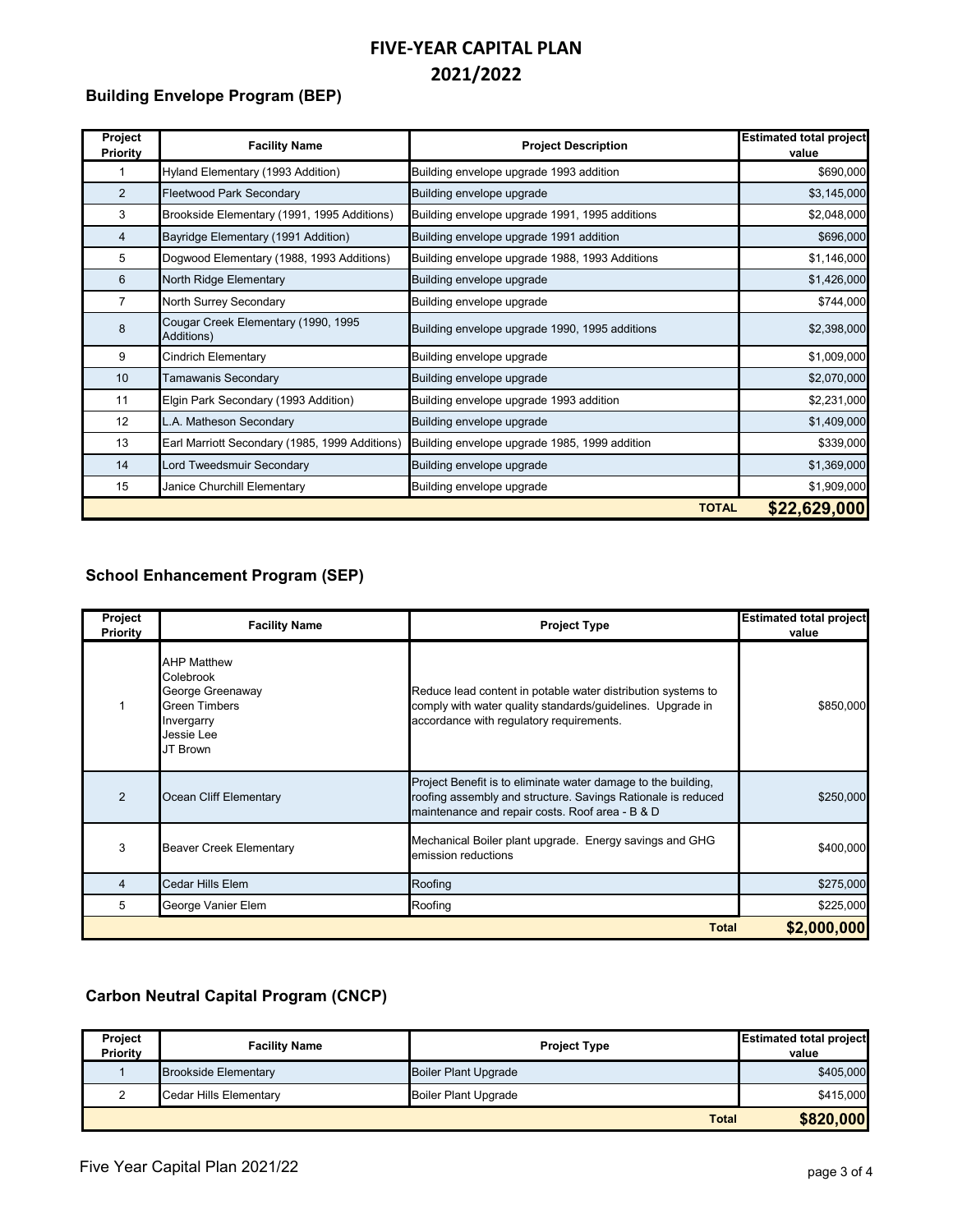# FIVE-YEAR CAPITAL PLAN
# 2021/2022

### Building Envelope Program (BEP)

| Project Priority | Facility Name | Project Description | Estimated total project value |
|---|---|---|---|
| 1 | Hyland Elementary (1993 Addition) | Building envelope upgrade 1993 addition | $690,000 |
| 2 | Fleetwood Park Secondary | Building envelope upgrade | $3,145,000 |
| 3 | Brookside Elementary (1991, 1995 Additions) | Building envelope upgrade 1991, 1995 additions | $2,048,000 |
| 4 | Bayridge Elementary (1991 Addition) | Building envelope upgrade 1991 addition | $696,000 |
| 5 | Dogwood Elementary (1988, 1993 Additions) | Building envelope upgrade 1988, 1993 Additions | $1,146,000 |
| 6 | North Ridge Elementary | Building envelope upgrade | $1,426,000 |
| 7 | North Surrey Secondary | Building envelope upgrade | $744,000 |
| 8 | Cougar Creek Elementary (1990, 1995 Additions) | Building envelope upgrade 1990, 1995 additions | $2,398,000 |
| 9 | Cindrich Elementary | Building envelope upgrade | $1,009,000 |
| 10 | Tamawanis Secondary | Building envelope upgrade | $2,070,000 |
| 11 | Elgin Park Secondary (1993 Addition) | Building envelope upgrade 1993 addition | $2,231,000 |
| 12 | L.A. Matheson Secondary | Building envelope upgrade | $1,409,000 |
| 13 | Earl Marriott Secondary (1985, 1999 Additions) | Building envelope upgrade 1985, 1999 addition | $339,000 |
| 14 | Lord Tweedsmuir Secondary | Building envelope upgrade | $1,369,000 |
| 15 | Janice Churchill Elementary | Building envelope upgrade | $1,909,000 |
| | | **TOTAL** | **$22,629,000** |

### School Enhancement Program (SEP)

| Project Priority | Facility Name | Project Type | Estimated total project value |
|---|---|---|---|
| 1 | AHP Matthew<br>Colebrook<br>George Greenaway<br>Green Timbers<br>Invergarry<br>Jessie Lee<br>JT Brown | Reduce lead content in potable water distribution systems to comply with water quality standards/guidelines. Upgrade in accordance with regulatory requirements. | $850,000 |
| 2 | Ocean Cliff Elementary | Project Benefit is to eliminate water damage to the building, roofing assembly and structure. Savings Rationale is reduced maintenance and repair costs. Roof area - B & D | $250,000 |
| 3 | Beaver Creek Elementary | Mechanical Boiler plant upgrade. Energy savings and GHG emission reductions | $400,000 |
| 4 | Cedar Hills Elem | Roofing | $275,000 |
| 5 | George Vanier Elem | Roofing | $225,000 |
| | | **Total** | **$2,000,000** |

### Carbon Neutral Capital Program (CNCP)

| Project Priority | Facility Name | Project Type | Estimated total project value |
|---|---|---|---|
| 1 | Brookside Elementary | Boiler Plant Upgrade | $405,000 |
| 2 | Cedar Hills Elementary | Boiler Plant Upgrade | $415,000 |
| | | **Total** | **$820,000** |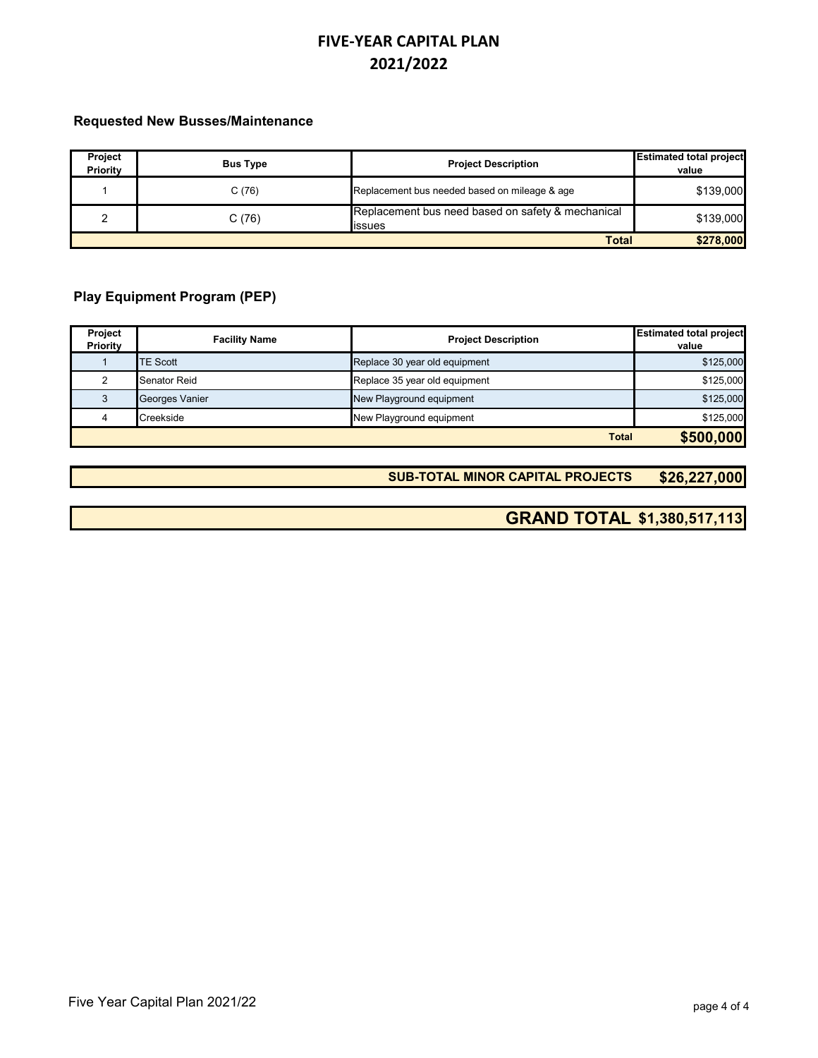# FIVE-YEAR CAPITAL PLAN
# 2021/2022

### Requested New Busses/Maintenance

| Project Priority | Bus Type | Project Description | Estimated total project value |
|---|---|---|---|
| 1 | C (76) | Replacement bus needed based on mileage & age | $139,000 |
| 2 | C (76) | Replacement bus need based on safety & mechanical issues | $139,000 |
| | | **Total** | **$278,000** |

### Play Equipment Program (PEP)

| Project Priority | Facility Name | Project Description | Estimated total project value |
|---|---|---|---|
| 1 | TE Scott | Replace 30 year old equipment | $125,000 |
| 2 | Senator Reid | Replace 35 year old equipment | $125,000 |
| 3 | Georges Vanier | New Playground equipment | $125,000 |
| 4 | Creekside | New Playground equipment | $125,000 |
| | | **Total** | **$500,000** |

| | |
|---|---|
| **SUB-TOTAL MINOR CAPITAL PROJECTS** | **$26,227,000** |

| | |
|---|---|
| **GRAND TOTAL** | **$1,380,517,113** |